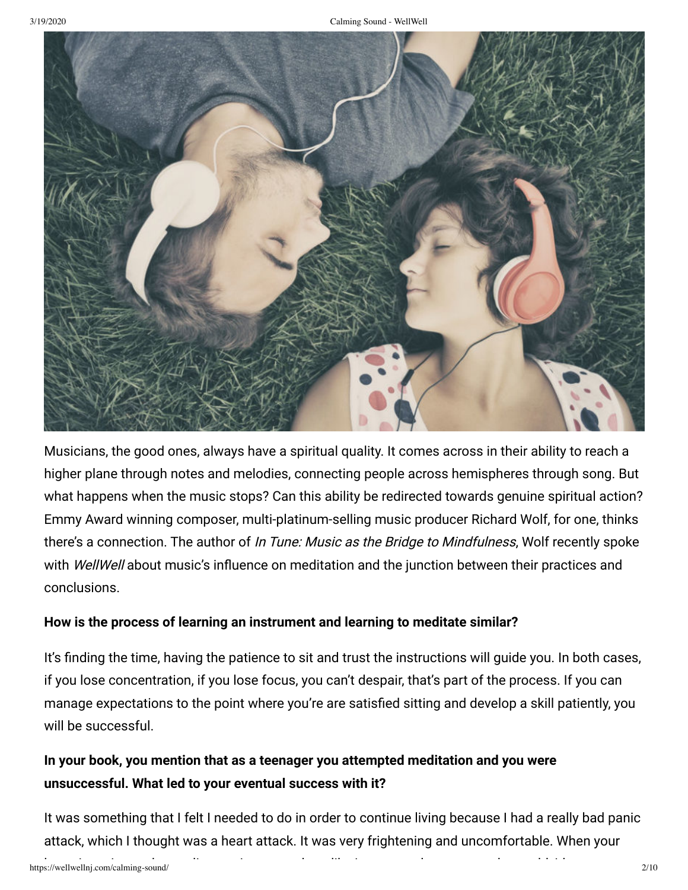Musicians, the good ones, always have a spiritual quality. It comes across in their ability to reach a higher plane through notes and melodies, connecting people across hemispheres through song. But what happens when the music stops? Can this ability be redirected towards genuine spiritual action? Emmy Award winning composer, multi-platinum-selling music producer Richard Wolf, for one, thinks there's a connection. The author of *In Tune: Music as the Bridge to Mindfulness*, Wolf recently spoke with *WellWell* about music's influence on meditation and the junction between their practices and conclusions.

**How is the process of learning an instrument and learning to meditate similar?**

It's finding the time, having the patience to sit and trust the instructions will guide you. In both cases, if you lose concentration, if you lose focus, you can't despair, that's part of the process. If you can manage expectations to the point where you're are satisfied sitting and develop a skill patiently, you will be successful.

**In your book, you mention that as a teenager you attempted meditation and you were unsuccessful. What led to your eventual success with it?**

It was something that I felt I needed to do in order to continue living because I had a really bad panic attack, which I thought was a heart attack. It was very frightening and uncomfortable. When your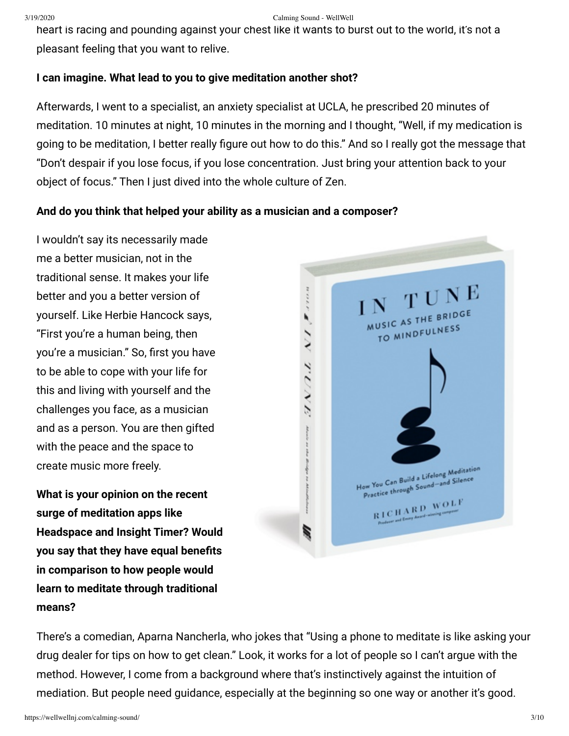heart is racing and pounding against your chest like it wants to burst out to the world, it's not a pleasant feeling that you want to relive.

**I can imagine. What lead to you to give meditation another shot?**

Afterwards, I went to a specialist, an anxiety specialist at UCLA, he prescribed 20 minutes of meditation. 10 minutes at night, 10 minutes in the morning and I thought, "Well, if my medication is going to be meditation, I better really figure out how to do this." And so I really got the message that "Don't despair if you lose focus, if you lose concentration. Just bring your attention back to your object of focus." Then I just dived into the whole culture of Zen.

**And do you think that helped your ability as a musician and a composer?**

I wouldn't say its necessarily made me a better musician, not in the traditional sense. It makes your life better and you a better version of yourself. Like Herbie Hancock says, "First you're a human being, then you're a musician." So, first you have to be able to cope with your life for this and living with yourself and the challenges you face, as a musician and as a person. You are then gifted with the peace and the space to create music more freely.

**What is your opinion on the recent surge of meditation apps like Headspace and Insight Timer? Would you say that they have equal benefits in comparison to how people would learn to meditate through traditional means?**

There's a comedian, Aparna Nancherla, who jokes that "Using a phone to meditate is like asking your drug dealer for tips on how to get clean." Look, it works for a lot of people so I can't argue with the method. However, I come from a background where that's instinctively against the intuition of mediation. But people need guidance, especially at the beginning so one way or another it's good.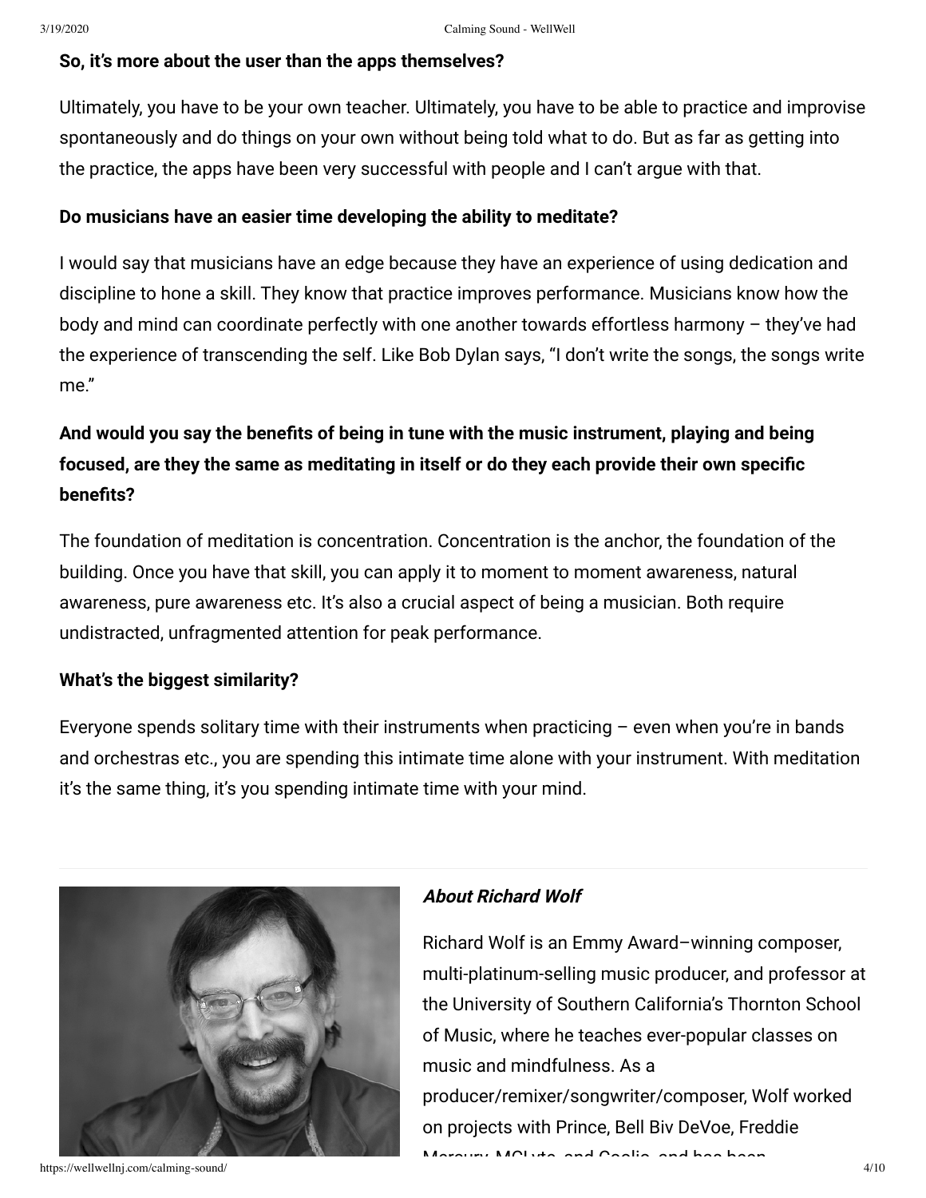**So, it's more about the user than the apps themselves?**

Ultimately, you have to be your own teacher. Ultimately, you have to be able to practice and improvise spontaneously and do things on your own without being told what to do. But as far as getting into the practice, the apps have been very successful with people and I can't argue with that.

**Do musicians have an easier time developing the ability to meditate?**

I would say that musicians have an edge because they have an experience of using dedication and discipline to hone a skill. They know that practice improves performance. Musicians know how the body and mind can coordinate perfectly with one another towards effortless harmony – they've had the experience of transcending the self. Like Bob Dylan says, "I don't write the songs, the songs write me."

**And would you say the benefits of being in tune with the music instrument, playing and being focused, are they the same as meditating in itself or do they each provide their own specific benefits?**

The foundation of meditation is concentration. Concentration is the anchor, the foundation of the building. Once you have that skill, you can apply it to moment to moment awareness, natural awareness, pure awareness etc. It's also a crucial aspect of being a musician. Both require undistracted, unfragmented attention for peak performance.

**What's the biggest similarity?**

Everyone spends solitary time with their instruments when practicing – even when you're in bands and orchestras etc., you are spending this intimate time alone with your instrument. With meditation it's the same thing, it's you spending intimate time with your mind.

---

***About Richard Wolf***

Richard Wolf is an Emmy Award–winning composer, multi-platinum-selling music producer, and professor at the University of Southern California's Thornton School of Music, where he teaches ever-popular classes on music and mindfulness. As a producer/remixer/songwriter/composer, Wolf worked on projects with Prince, Bell Biv DeVoe, Freddie Mercury, MC Lyte, and Coolio, and has been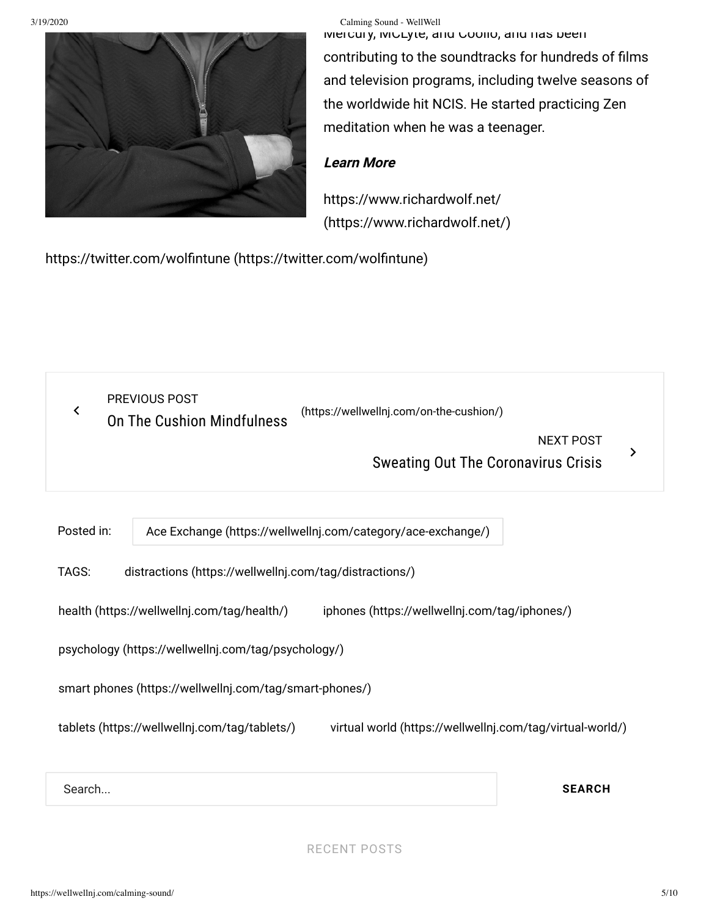Mercury, MCLyte, and Coolio, and has been contributing to the soundtracks for hundreds of films and television programs, including twelve seasons of the worldwide hit NCIS. He started practicing Zen meditation when he was a teenager.

***Learn More***

https://www.richardwolf.net/ (https://www.richardwolf.net/)

https://twitter.com/wolfintune (https://twitter.com/wolfintune)

‹ PREVIOUS POST
On The Cushion Mindfulness (https://wellwellnj.com/on-the-cushion/)

NEXT POST ›
Sweating Out The Coronavirus Crisis

Posted in: Ace Exchange (https://wellwellnj.com/category/ace-exchange/)

TAGS: distractions (https://wellwellnj.com/tag/distractions/)

health (https://wellwellnj.com/tag/health/) iphones (https://wellwellnj.com/tag/iphones/)

psychology (https://wellwellnj.com/tag/psychology/)

smart phones (https://wellwellnj.com/tag/smart-phones/)

tablets (https://wellwellnj.com/tag/tablets/) virtual world (https://wellwellnj.com/tag/virtual-world/)

Search... **SEARCH**

RECENT POSTS